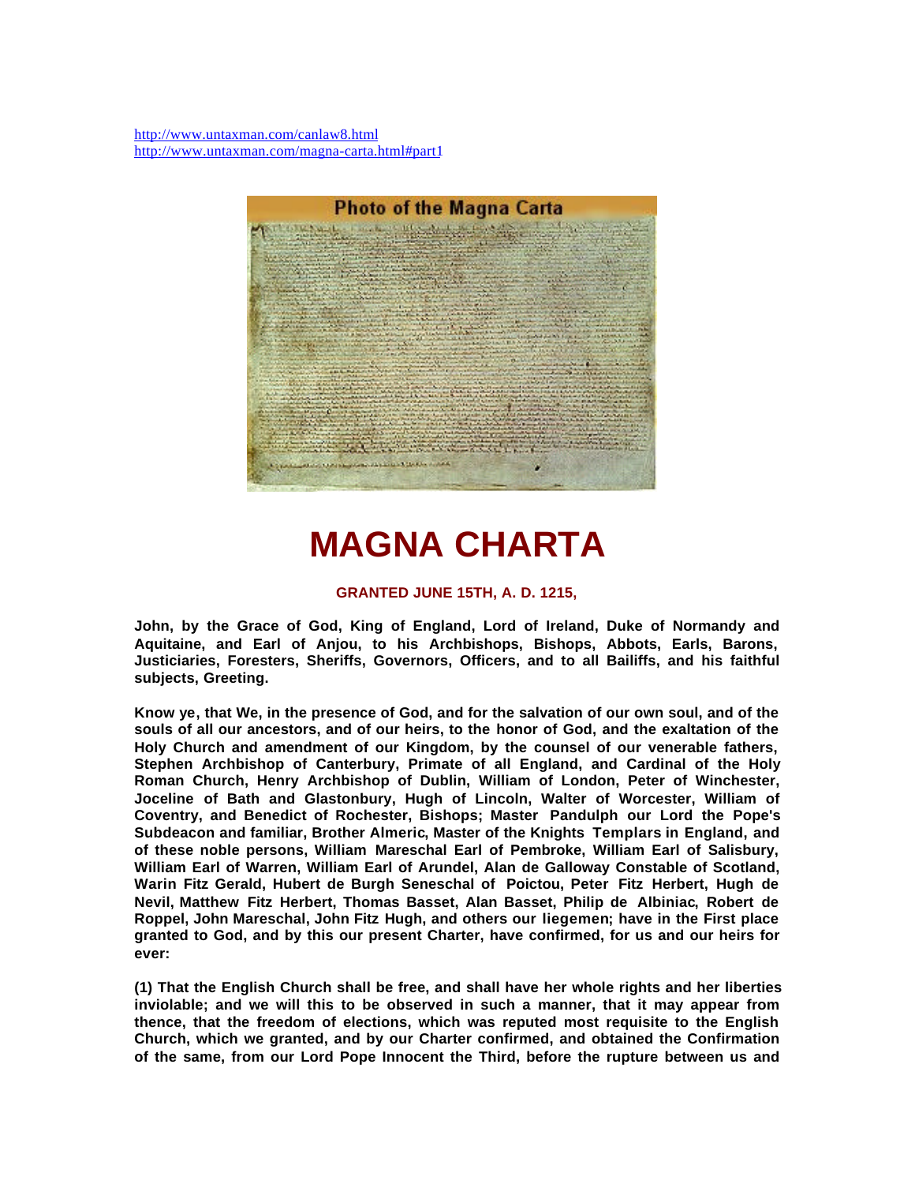http://www.untaxman.com/canlaw8.html
http://www.untaxman.com/magna-carta.html#part1

# MAGNA CHARTA

**GRANTED JUNE 15TH, A. D. 1215,**

**John, by the Grace of God, King of England, Lord of Ireland, Duke of Normandy and Aquitaine, and Earl of Anjou, to his Archbishops, Bishops, Abbots, Earls, Barons, Justiciaries, Foresters, Sheriffs, Governors, Officers, and to all Bailiffs, and his faithful subjects, Greeting.**

**Know ye, that We, in the presence of God, and for the salvation of our own soul, and of the souls of all our ancestors, and of our heirs, to the honor of God, and the exaltation of the Holy Church and amendment of our Kingdom, by the counsel of our venerable fathers, Stephen Archbishop of Canterbury, Primate of all England, and Cardinal of the Holy Roman Church, Henry Archbishop of Dublin, William of London, Peter of Winchester, Joceline of Bath and Glastonbury, Hugh of Lincoln, Walter of Worcester, William of Coventry, and Benedict of Rochester, Bishops; Master Pandulph our Lord the Pope's Subdeacon and familiar, Brother Almeric, Master of the Knights Templars in England, and of these noble persons, William Mareschal Earl of Pembroke, William Earl of Salisbury, William Earl of Warren, William Earl of Arundel, Alan de Galloway Constable of Scotland, Warin Fitz Gerald, Hubert de Burgh Seneschal of Poictou, Peter Fitz Herbert, Hugh de Nevil, Matthew Fitz Herbert, Thomas Basset, Alan Basset, Philip de Albiniac, Robert de Roppel, John Mareschal, John Fitz Hugh, and others our liegemen; have in the First place granted to God, and by this our present Charter, have confirmed, for us and our heirs for ever:**

**(1) That the English Church shall be free, and shall have her whole rights and her liberties inviolable; and we will this to be observed in such a manner, that it may appear from thence, that the freedom of elections, which was reputed most requisite to the English Church, which we granted, and by our Charter confirmed, and obtained the Confirmation of the same, from our Lord Pope Innocent the Third, before the rupture between us and**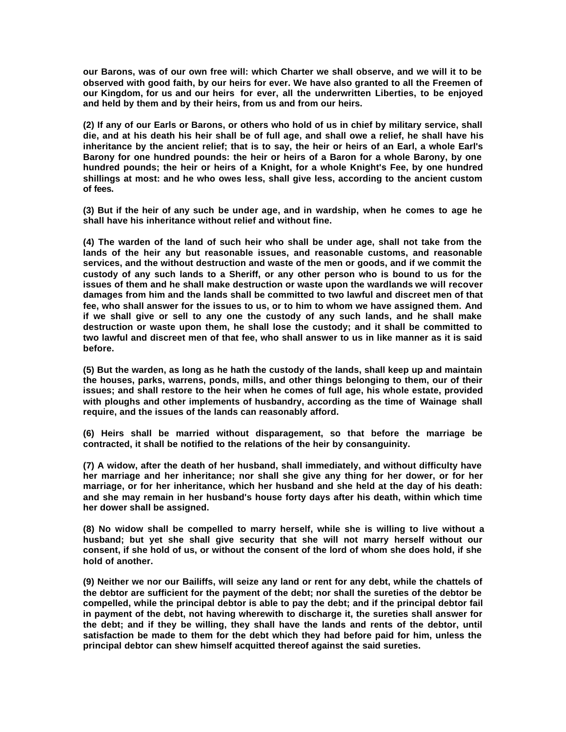**our Barons, was of our own free will: which Charter we shall observe, and we will it to be observed with good faith, by our heirs for ever. We have also granted to all the Freemen of our Kingdom, for us and our heirs for ever, all the underwritten Liberties, to be enjoyed and held by them and by their heirs, from us and from our heirs.**

**(2) If any of our Earls or Barons, or others who hold of us in chief by military service, shall die, and at his death his heir shall be of full age, and shall owe a relief, he shall have his inheritance by the ancient relief; that is to say, the heir or heirs of an Earl, a whole Earl's Barony for one hundred pounds: the heir or heirs of a Baron for a whole Barony, by one hundred pounds; the heir or heirs of a Knight, for a whole Knight's Fee, by one hundred shillings at most: and he who owes less, shall give less, according to the ancient custom of fees.**

**(3) But if the heir of any such be under age, and in wardship, when he comes to age he shall have his inheritance without relief and without fine.**

**(4) The warden of the land of such heir who shall be under age, shall not take from the lands of the heir any but reasonable issues, and reasonable customs, and reasonable services, and the without destruction and waste of the men or goods, and if we commit the custody of any such lands to a Sheriff, or any other person who is bound to us for the issues of them and he shall make destruction or waste upon the wardlands we will recover damages from him and the lands shall be committed to two lawful and discreet men of that fee, who shall answer for the issues to us, or to him to whom we have assigned them. And if we shall give or sell to any one the custody of any such lands, and he shall make destruction or waste upon them, he shall lose the custody; and it shall be committed to two lawful and discreet men of that fee, who shall answer to us in like manner as it is said before.**

**(5) But the warden, as long as he hath the custody of the lands, shall keep up and maintain the houses, parks, warrens, ponds, mills, and other things belonging to them, our of their issues; and shall restore to the heir when he comes of full age, his whole estate, provided with ploughs and other implements of husbandry, according as the time of Wainage shall require, and the issues of the lands can reasonably afford.**

**(6) Heirs shall be married without disparagement, so that before the marriage be contracted, it shall be notified to the relations of the heir by consanguinity.**

**(7) A widow, after the death of her husband, shall immediately, and without difficulty have her marriage and her inheritance; nor shall she give any thing for her dower, or for her marriage, or for her inheritance, which her husband and she held at the day of his death: and she may remain in her husband's house forty days after his death, within which time her dower shall be assigned.**

**(8) No widow shall be compelled to marry herself, while she is willing to live without a husband; but yet she shall give security that she will not marry herself without our consent, if she hold of us, or without the consent of the lord of whom she does hold, if she hold of another.**

**(9) Neither we nor our Bailiffs, will seize any land or rent for any debt, while the chattels of the debtor are sufficient for the payment of the debt; nor shall the sureties of the debtor be compelled, while the principal debtor is able to pay the debt; and if the principal debtor fail in payment of the debt, not having wherewith to discharge it, the sureties shall answer for the debt; and if they be willing, they shall have the lands and rents of the debtor, until satisfaction be made to them for the debt which they had before paid for him, unless the principal debtor can shew himself acquitted thereof against the said sureties.**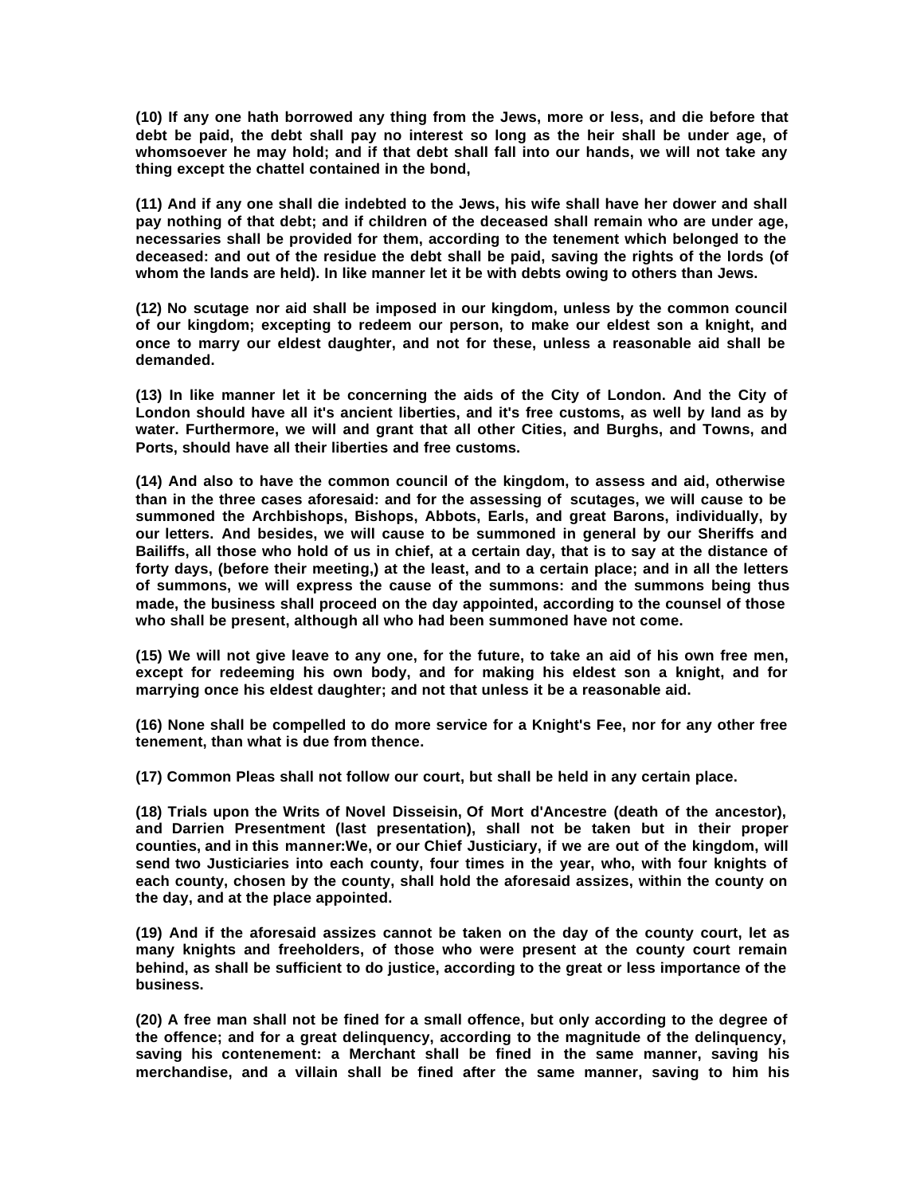**(10) If any one hath borrowed any thing from the Jews, more or less, and die before that debt be paid, the debt shall pay no interest so long as the heir shall be under age, of whomsoever he may hold; and if that debt shall fall into our hands, we will not take any thing except the chattel contained in the bond,**

**(11) And if any one shall die indebted to the Jews, his wife shall have her dower and shall pay nothing of that debt; and if children of the deceased shall remain who are under age, necessaries shall be provided for them, according to the tenement which belonged to the deceased: and out of the residue the debt shall be paid, saving the rights of the lords (of whom the lands are held). In like manner let it be with debts owing to others than Jews.**

**(12) No scutage nor aid shall be imposed in our kingdom, unless by the common council of our kingdom; excepting to redeem our person, to make our eldest son a knight, and once to marry our eldest daughter, and not for these, unless a reasonable aid shall be demanded.**

**(13) In like manner let it be concerning the aids of the City of London. And the City of London should have all it's ancient liberties, and it's free customs, as well by land as by water. Furthermore, we will and grant that all other Cities, and Burghs, and Towns, and Ports, should have all their liberties and free customs.**

**(14) And also to have the common council of the kingdom, to assess and aid, otherwise than in the three cases aforesaid: and for the assessing of scutages, we will cause to be summoned the Archbishops, Bishops, Abbots, Earls, and great Barons, individually, by our letters. And besides, we will cause to be summoned in general by our Sheriffs and Bailiffs, all those who hold of us in chief, at a certain day, that is to say at the distance of forty days, (before their meeting,) at the least, and to a certain place; and in all the letters of summons, we will express the cause of the summons: and the summons being thus made, the business shall proceed on the day appointed, according to the counsel of those who shall be present, although all who had been summoned have not come.**

**(15) We will not give leave to any one, for the future, to take an aid of his own free men, except for redeeming his own body, and for making his eldest son a knight, and for marrying once his eldest daughter; and not that unless it be a reasonable aid.**

**(16) None shall be compelled to do more service for a Knight's Fee, nor for any other free tenement, than what is due from thence.**

**(17) Common Pleas shall not follow our court, but shall be held in any certain place.**

**(18) Trials upon the Writs of Novel Disseisin, Of Mort d'Ancestre (death of the ancestor), and Darrien Presentment (last presentation), shall not be taken but in their proper counties, and in this manner:We, or our Chief Justiciary, if we are out of the kingdom, will send two Justiciaries into each county, four times in the year, who, with four knights of each county, chosen by the county, shall hold the aforesaid assizes, within the county on the day, and at the place appointed.**

**(19) And if the aforesaid assizes cannot be taken on the day of the county court, let as many knights and freeholders, of those who were present at the county court remain behind, as shall be sufficient to do justice, according to the great or less importance of the business.**

**(20) A free man shall not be fined for a small offence, but only according to the degree of the offence; and for a great delinquency, according to the magnitude of the delinquency, saving his contenement: a Merchant shall be fined in the same manner, saving his merchandise, and a villain shall be fined after the same manner, saving to him his**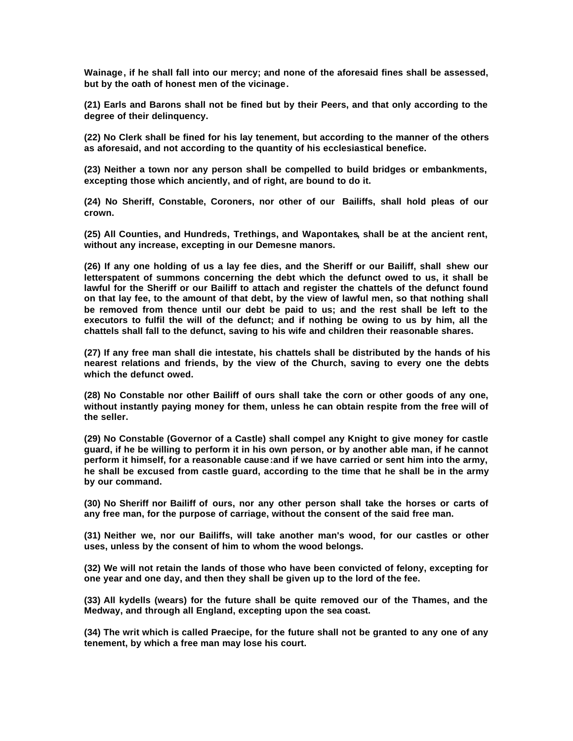**Wainage, if he shall fall into our mercy; and none of the aforesaid fines shall be assessed, but by the oath of honest men of the vicinage.**

**(21) Earls and Barons shall not be fined but by their Peers, and that only according to the degree of their delinquency.**

**(22) No Clerk shall be fined for his lay tenement, but according to the manner of the others as aforesaid, and not according to the quantity of his ecclesiastical benefice.**

**(23) Neither a town nor any person shall be compelled to build bridges or embankments, excepting those which anciently, and of right, are bound to do it.**

**(24) No Sheriff, Constable, Coroners, nor other of our Bailiffs, shall hold pleas of our crown.**

**(25) All Counties, and Hundreds, Trethings, and Wapontakes, shall be at the ancient rent, without any increase, excepting in our Demesne manors.**

**(26) If any one holding of us a lay fee dies, and the Sheriff or our Bailiff, shall shew our letterspatent of summons concerning the debt which the defunct owed to us, it shall be lawful for the Sheriff or our Bailiff to attach and register the chattels of the defunct found on that lay fee, to the amount of that debt, by the view of lawful men, so that nothing shall be removed from thence until our debt be paid to us; and the rest shall be left to the executors to fulfil the will of the defunct; and if nothing be owing to us by him, all the chattels shall fall to the defunct, saving to his wife and children their reasonable shares.**

**(27) If any free man shall die intestate, his chattels shall be distributed by the hands of his nearest relations and friends, by the view of the Church, saving to every one the debts which the defunct owed.**

**(28) No Constable nor other Bailiff of ours shall take the corn or other goods of any one, without instantly paying money for them, unless he can obtain respite from the free will of the seller.**

**(29) No Constable (Governor of a Castle) shall compel any Knight to give money for castle guard, if he be willing to perform it in his own person, or by another able man, if he cannot perform it himself, for a reasonable cause:and if we have carried or sent him into the army, he shall be excused from castle guard, according to the time that he shall be in the army by our command.**

**(30) No Sheriff nor Bailiff of ours, nor any other person shall take the horses or carts of any free man, for the purpose of carriage, without the consent of the said free man.**

**(31) Neither we, nor our Bailiffs, will take another man's wood, for our castles or other uses, unless by the consent of him to whom the wood belongs.**

**(32) We will not retain the lands of those who have been convicted of felony, excepting for one year and one day, and then they shall be given up to the lord of the fee.**

**(33) All kydells (wears) for the future shall be quite removed our of the Thames, and the Medway, and through all England, excepting upon the sea coast.**

**(34) The writ which is called Praecipe, for the future shall not be granted to any one of any tenement, by which a free man may lose his court.**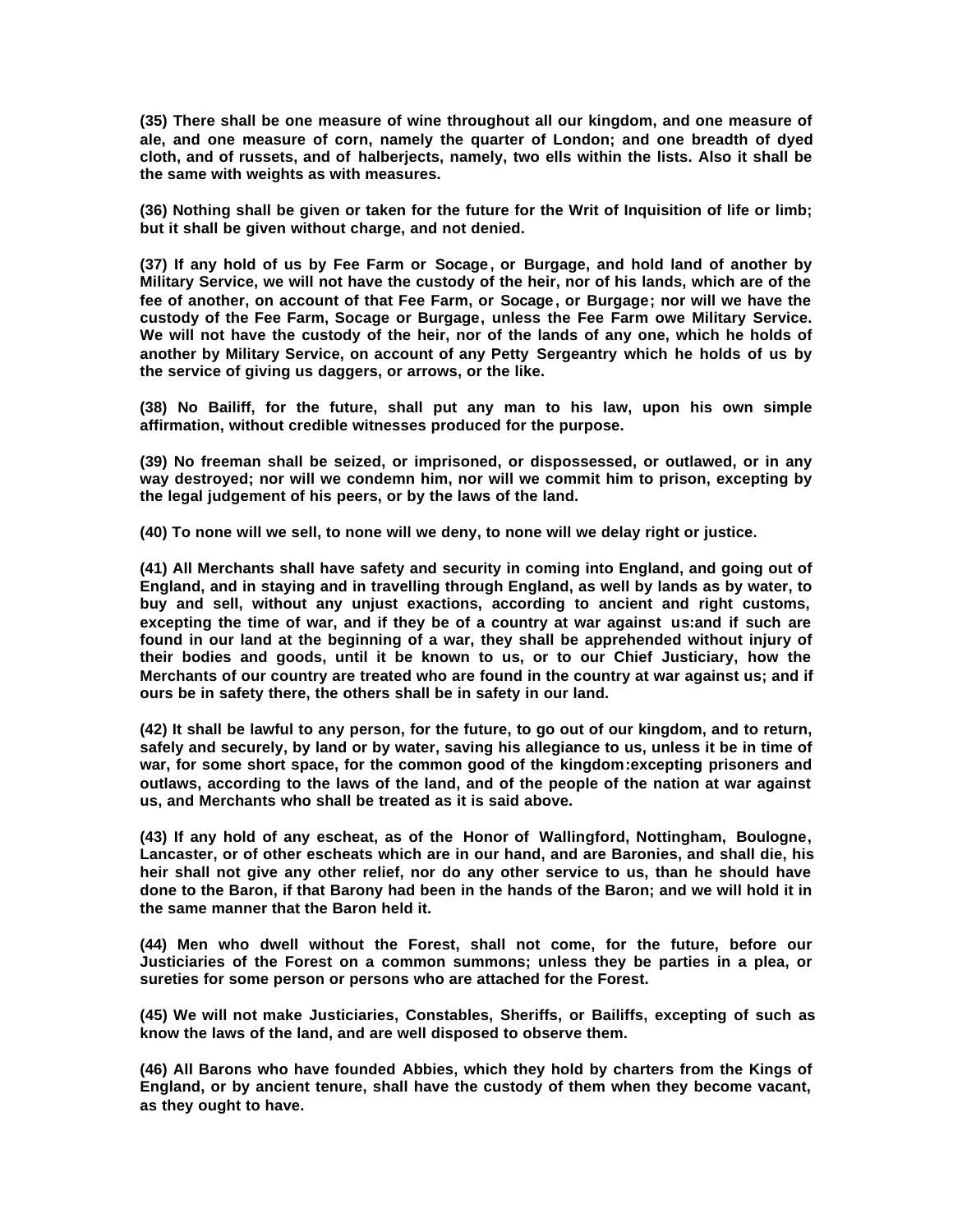**(35) There shall be one measure of wine throughout all our kingdom, and one measure of ale, and one measure of corn, namely the quarter of London; and one breadth of dyed cloth, and of russets, and of halberjects, namely, two ells within the lists. Also it shall be the same with weights as with measures.**

**(36) Nothing shall be given or taken for the future for the Writ of Inquisition of life or limb; but it shall be given without charge, and not denied.**

**(37) If any hold of us by Fee Farm or Socage, or Burgage, and hold land of another by Military Service, we will not have the custody of the heir, nor of his lands, which are of the fee of another, on account of that Fee Farm, or Socage, or Burgage; nor will we have the custody of the Fee Farm, Socage or Burgage, unless the Fee Farm owe Military Service. We will not have the custody of the heir, nor of the lands of any one, which he holds of another by Military Service, on account of any Petty Sergeantry which he holds of us by the service of giving us daggers, or arrows, or the like.**

**(38) No Bailiff, for the future, shall put any man to his law, upon his own simple affirmation, without credible witnesses produced for the purpose.**

**(39) No freeman shall be seized, or imprisoned, or dispossessed, or outlawed, or in any way destroyed; nor will we condemn him, nor will we commit him to prison, excepting by the legal judgement of his peers, or by the laws of the land.**

**(40) To none will we sell, to none will we deny, to none will we delay right or justice.**

**(41) All Merchants shall have safety and security in coming into England, and going out of England, and in staying and in travelling through England, as well by lands as by water, to buy and sell, without any unjust exactions, according to ancient and right customs, excepting the time of war, and if they be of a country at war against us:and if such are found in our land at the beginning of a war, they shall be apprehended without injury of their bodies and goods, until it be known to us, or to our Chief Justiciary, how the Merchants of our country are treated who are found in the country at war against us; and if ours be in safety there, the others shall be in safety in our land.**

**(42) It shall be lawful to any person, for the future, to go out of our kingdom, and to return, safely and securely, by land or by water, saving his allegiance to us, unless it be in time of war, for some short space, for the common good of the kingdom:excepting prisoners and outlaws, according to the laws of the land, and of the people of the nation at war against us, and Merchants who shall be treated as it is said above.**

**(43) If any hold of any escheat, as of the Honor of Wallingford, Nottingham, Boulogne, Lancaster, or of other escheats which are in our hand, and are Baronies, and shall die, his heir shall not give any other relief, nor do any other service to us, than he should have done to the Baron, if that Barony had been in the hands of the Baron; and we will hold it in the same manner that the Baron held it.**

**(44) Men who dwell without the Forest, shall not come, for the future, before our Justiciaries of the Forest on a common summons; unless they be parties in a plea, or sureties for some person or persons who are attached for the Forest.**

**(45) We will not make Justiciaries, Constables, Sheriffs, or Bailiffs, excepting of such as know the laws of the land, and are well disposed to observe them.**

**(46) All Barons who have founded Abbies, which they hold by charters from the Kings of England, or by ancient tenure, shall have the custody of them when they become vacant, as they ought to have.**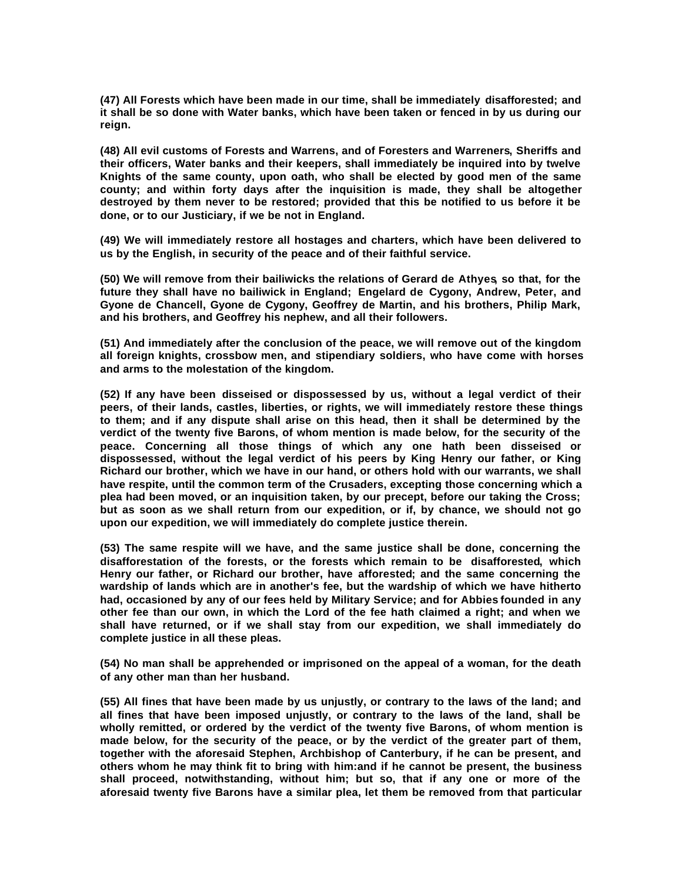**(47) All Forests which have been made in our time, shall be immediately disafforested; and it shall be so done with Water banks, which have been taken or fenced in by us during our reign.**

**(48) All evil customs of Forests and Warrens, and of Foresters and Warreners, Sheriffs and their officers, Water banks and their keepers, shall immediately be inquired into by twelve Knights of the same county, upon oath, who shall be elected by good men of the same county; and within forty days after the inquisition is made, they shall be altogether destroyed by them never to be restored; provided that this be notified to us before it be done, or to our Justiciary, if we be not in England.**

**(49) We will immediately restore all hostages and charters, which have been delivered to us by the English, in security of the peace and of their faithful service.**

**(50) We will remove from their bailiwicks the relations of Gerard de Athyes, so that, for the future they shall have no bailiwick in England; Engelard de Cygony, Andrew, Peter, and Gyone de Chancell, Gyone de Cygony, Geoffrey de Martin, and his brothers, Philip Mark, and his brothers, and Geoffrey his nephew, and all their followers.**

**(51) And immediately after the conclusion of the peace, we will remove out of the kingdom all foreign knights, crossbow men, and stipendiary soldiers, who have come with horses and arms to the molestation of the kingdom.**

**(52) If any have been disseised or dispossessed by us, without a legal verdict of their peers, of their lands, castles, liberties, or rights, we will immediately restore these things to them; and if any dispute shall arise on this head, then it shall be determined by the verdict of the twenty five Barons, of whom mention is made below, for the security of the peace. Concerning all those things of which any one hath been disseised or dispossessed, without the legal verdict of his peers by King Henry our father, or King Richard our brother, which we have in our hand, or others hold with our warrants, we shall have respite, until the common term of the Crusaders, excepting those concerning which a plea had been moved, or an inquisition taken, by our precept, before our taking the Cross; but as soon as we shall return from our expedition, or if, by chance, we should not go upon our expedition, we will immediately do complete justice therein.**

**(53) The same respite will we have, and the same justice shall be done, concerning the disafforestation of the forests, or the forests which remain to be disafforested, which Henry our father, or Richard our brother, have afforested; and the same concerning the wardship of lands which are in another's fee, but the wardship of which we have hitherto had, occasioned by any of our fees held by Military Service; and for Abbies founded in any other fee than our own, in which the Lord of the fee hath claimed a right; and when we shall have returned, or if we shall stay from our expedition, we shall immediately do complete justice in all these pleas.**

**(54) No man shall be apprehended or imprisoned on the appeal of a woman, for the death of any other man than her husband.**

**(55) All fines that have been made by us unjustly, or contrary to the laws of the land; and all fines that have been imposed unjustly, or contrary to the laws of the land, shall be wholly remitted, or ordered by the verdict of the twenty five Barons, of whom mention is made below, for the security of the peace, or by the verdict of the greater part of them, together with the aforesaid Stephen, Archbishop of Canterbury, if he can be present, and others whom he may think fit to bring with him:and if he cannot be present, the business shall proceed, notwithstanding, without him; but so, that if any one or more of the aforesaid twenty five Barons have a similar plea, let them be removed from that particular**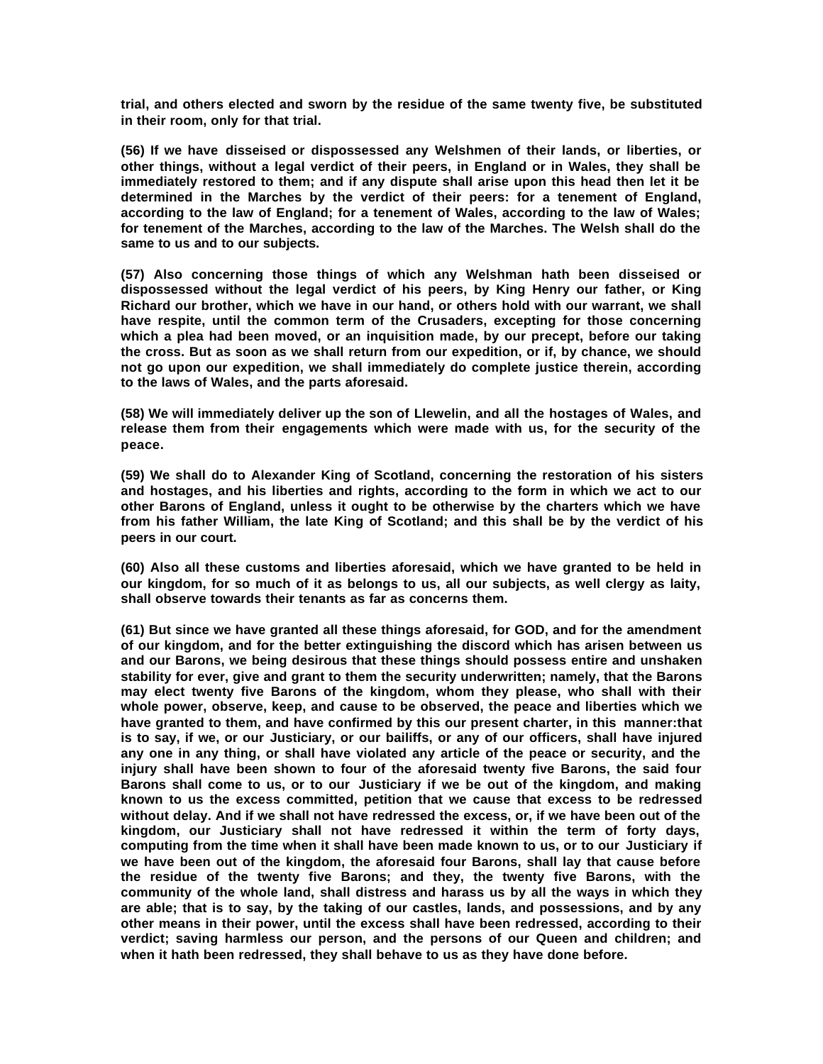**trial, and others elected and sworn by the residue of the same twenty five, be substituted in their room, only for that trial.**

**(56) If we have disseised or dispossessed any Welshmen of their lands, or liberties, or other things, without a legal verdict of their peers, in England or in Wales, they shall be immediately restored to them; and if any dispute shall arise upon this head then let it be determined in the Marches by the verdict of their peers: for a tenement of England, according to the law of England; for a tenement of Wales, according to the law of Wales; for tenement of the Marches, according to the law of the Marches. The Welsh shall do the same to us and to our subjects.**

**(57) Also concerning those things of which any Welshman hath been disseised or dispossessed without the legal verdict of his peers, by King Henry our father, or King Richard our brother, which we have in our hand, or others hold with our warrant, we shall have respite, until the common term of the Crusaders, excepting for those concerning which a plea had been moved, or an inquisition made, by our precept, before our taking the cross. But as soon as we shall return from our expedition, or if, by chance, we should not go upon our expedition, we shall immediately do complete justice therein, according to the laws of Wales, and the parts aforesaid.**

**(58) We will immediately deliver up the son of Llewelin, and all the hostages of Wales, and release them from their engagements which were made with us, for the security of the peace.**

**(59) We shall do to Alexander King of Scotland, concerning the restoration of his sisters and hostages, and his liberties and rights, according to the form in which we act to our other Barons of England, unless it ought to be otherwise by the charters which we have from his father William, the late King of Scotland; and this shall be by the verdict of his peers in our court.**

**(60) Also all these customs and liberties aforesaid, which we have granted to be held in our kingdom, for so much of it as belongs to us, all our subjects, as well clergy as laity, shall observe towards their tenants as far as concerns them.**

**(61) But since we have granted all these things aforesaid, for GOD, and for the amendment of our kingdom, and for the better extinguishing the discord which has arisen between us and our Barons, we being desirous that these things should possess entire and unshaken stability for ever, give and grant to them the security underwritten; namely, that the Barons may elect twenty five Barons of the kingdom, whom they please, who shall with their whole power, observe, keep, and cause to be observed, the peace and liberties which we have granted to them, and have confirmed by this our present charter, in this manner:that is to say, if we, or our Justiciary, or our bailiffs, or any of our officers, shall have injured any one in any thing, or shall have violated any article of the peace or security, and the injury shall have been shown to four of the aforesaid twenty five Barons, the said four Barons shall come to us, or to our Justiciary if we be out of the kingdom, and making known to us the excess committed, petition that we cause that excess to be redressed without delay. And if we shall not have redressed the excess, or, if we have been out of the kingdom, our Justiciary shall not have redressed it within the term of forty days, computing from the time when it shall have been made known to us, or to our Justiciary if we have been out of the kingdom, the aforesaid four Barons, shall lay that cause before the residue of the twenty five Barons; and they, the twenty five Barons, with the community of the whole land, shall distress and harass us by all the ways in which they are able; that is to say, by the taking of our castles, lands, and possessions, and by any other means in their power, until the excess shall have been redressed, according to their verdict; saving harmless our person, and the persons of our Queen and children; and when it hath been redressed, they shall behave to us as they have done before.**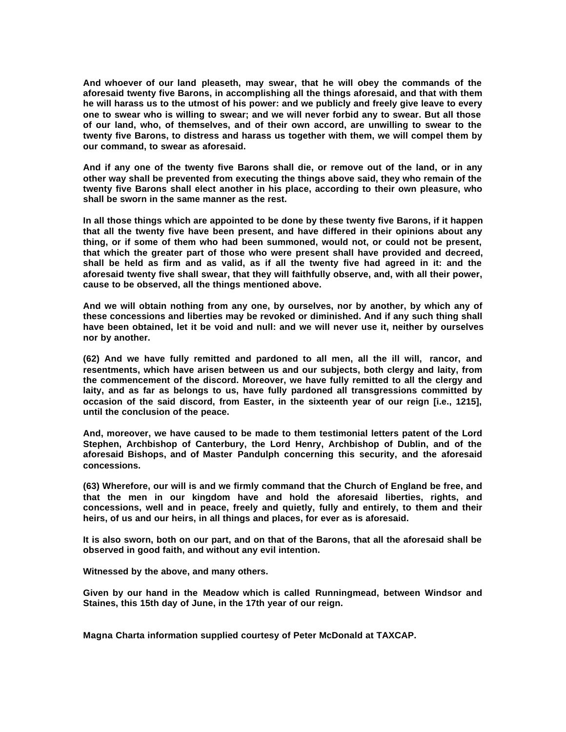**And whoever of our land pleaseth, may swear, that he will obey the commands of the aforesaid twenty five Barons, in accomplishing all the things aforesaid, and that with them he will harass us to the utmost of his power: and we publicly and freely give leave to every one to swear who is willing to swear; and we will never forbid any to swear. But all those of our land, who, of themselves, and of their own accord, are unwilling to swear to the twenty five Barons, to distress and harass us together with them, we will compel them by our command, to swear as aforesaid.**

**And if any one of the twenty five Barons shall die, or remove out of the land, or in any other way shall be prevented from executing the things above said, they who remain of the twenty five Barons shall elect another in his place, according to their own pleasure, who shall be sworn in the same manner as the rest.**

**In all those things which are appointed to be done by these twenty five Barons, if it happen that all the twenty five have been present, and have differed in their opinions about any thing, or if some of them who had been summoned, would not, or could not be present, that which the greater part of those who were present shall have provided and decreed, shall be held as firm and as valid, as if all the twenty five had agreed in it: and the aforesaid twenty five shall swear, that they will faithfully observe, and, with all their power, cause to be observed, all the things mentioned above.**

**And we will obtain nothing from any one, by ourselves, nor by another, by which any of these concessions and liberties may be revoked or diminished. And if any such thing shall have been obtained, let it be void and null: and we will never use it, neither by ourselves nor by another.**

**(62) And we have fully remitted and pardoned to all men, all the ill will, rancor, and resentments, which have arisen between us and our subjects, both clergy and laity, from the commencement of the discord. Moreover, we have fully remitted to all the clergy and laity, and as far as belongs to us, have fully pardoned all transgressions committed by occasion of the said discord, from Easter, in the sixteenth year of our reign [i.e., 1215], until the conclusion of the peace.**

**And, moreover, we have caused to be made to them testimonial letters patent of the Lord Stephen, Archbishop of Canterbury, the Lord Henry, Archbishop of Dublin, and of the aforesaid Bishops, and of Master Pandulph concerning this security, and the aforesaid concessions.**

**(63) Wherefore, our will is and we firmly command that the Church of England be free, and that the men in our kingdom have and hold the aforesaid liberties, rights, and concessions, well and in peace, freely and quietly, fully and entirely, to them and their heirs, of us and our heirs, in all things and places, for ever as is aforesaid.**

**It is also sworn, both on our part, and on that of the Barons, that all the aforesaid shall be observed in good faith, and without any evil intention.**

**Witnessed by the above, and many others.**

**Given by our hand in the Meadow which is called Runningmead, between Windsor and Staines, this 15th day of June, in the 17th year of our reign.**

**Magna Charta information supplied courtesy of Peter McDonald at TAXCAP.**